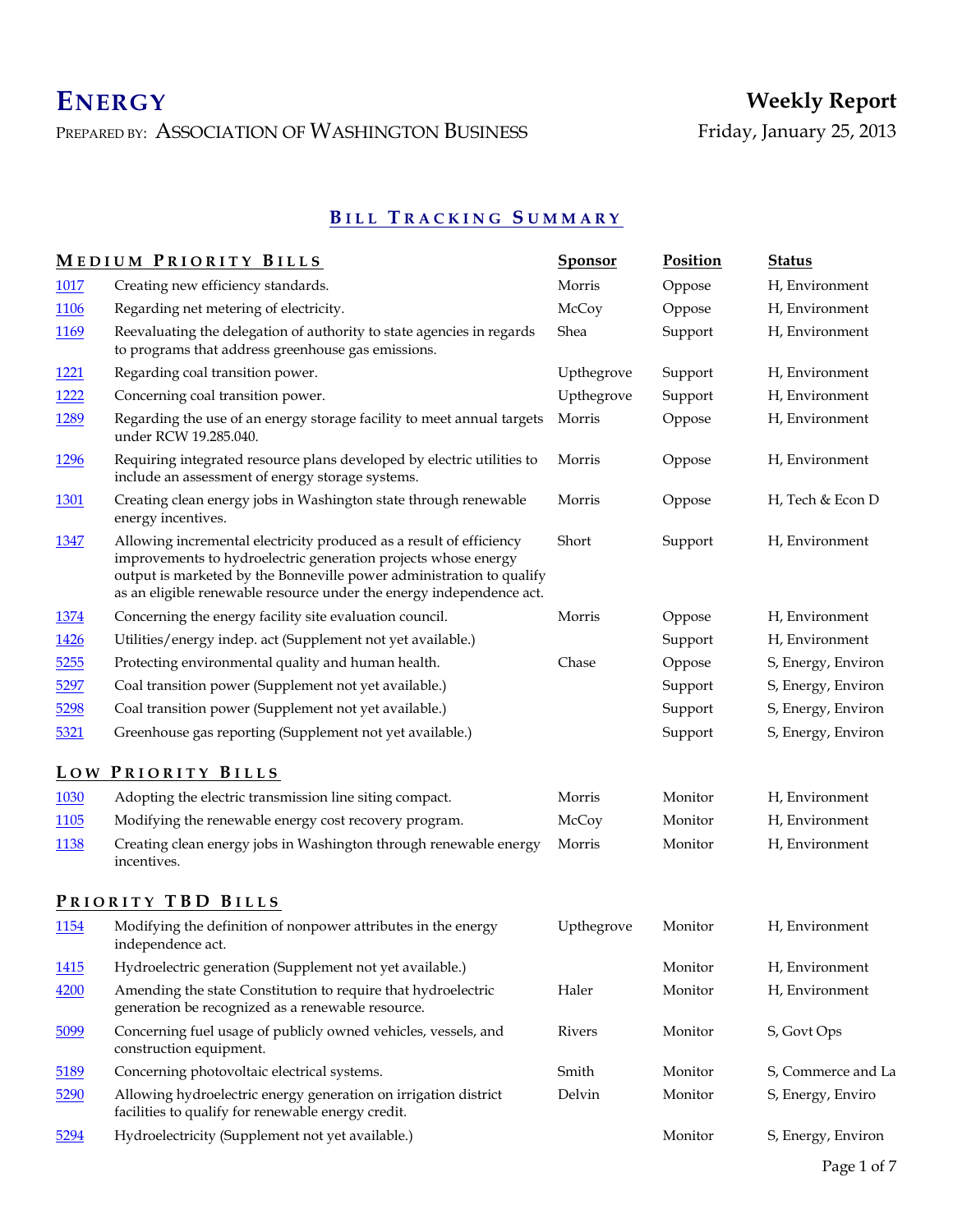# ENERGY

PREPARED BY: ASSOCIATION OF WASHINGTON BUSINESS

**Weekly Report**

Friday, January 25, 2013

## BILL TRACKING SUMMARY

### MEDIUM PRIORITY BILLS

| | MEDIUM PRIORITY BILLS | Sponsor | Position | Status |
|---|---|---|---|---|
| 1017 | Creating new efficiency standards. | Morris | Oppose | H, Environment |
| 1106 | Regarding net metering of electricity. | McCoy | Oppose | H, Environment |
| 1169 | Reevaluating the delegation of authority to state agencies in regards to programs that address greenhouse gas emissions. | Shea | Support | H, Environment |
| 1221 | Regarding coal transition power. | Upthegrove | Support | H, Environment |
| 1222 | Concerning coal transition power. | Upthegrove | Support | H, Environment |
| 1289 | Regarding the use of an energy storage facility to meet annual targets under RCW 19.285.040. | Morris | Oppose | H, Environment |
| 1296 | Requiring integrated resource plans developed by electric utilities to include an assessment of energy storage systems. | Morris | Oppose | H, Environment |
| 1301 | Creating clean energy jobs in Washington state through renewable energy incentives. | Morris | Oppose | H, Tech & Econ D |
| 1347 | Allowing incremental electricity produced as a result of efficiency improvements to hydroelectric generation projects whose energy output is marketed by the Bonneville power administration to qualify as an eligible renewable resource under the energy independence act. | Short | Support | H, Environment |
| 1374 | Concerning the energy facility site evaluation council. | Morris | Oppose | H, Environment |
| 1426 | Utilities/energy indep. act (Supplement not yet available.) | | Support | H, Environment |
| 5255 | Protecting environmental quality and human health. | Chase | Oppose | S, Energy, Environ |
| 5297 | Coal transition power (Supplement not yet available.) | | Support | S, Energy, Environ |
| 5298 | Coal transition power (Supplement not yet available.) | | Support | S, Energy, Environ |
| 5321 | Greenhouse gas reporting (Supplement not yet available.) | | Support | S, Energy, Environ |

### LOW PRIORITY BILLS

| | LOW PRIORITY BILLS | Sponsor | Position | Status |
|---|---|---|---|---|
| 1030 | Adopting the electric transmission line siting compact. | Morris | Monitor | H, Environment |
| 1105 | Modifying the renewable energy cost recovery program. | McCoy | Monitor | H, Environment |
| 1138 | Creating clean energy jobs in Washington through renewable energy incentives. | Morris | Monitor | H, Environment |

### PRIORITY TBD BILLS

| | PRIORITY TBD BILLS | Sponsor | Position | Status |
|---|---|---|---|---|
| 1154 | Modifying the definition of nonpower attributes in the energy independence act. | Upthegrove | Monitor | H, Environment |
| 1415 | Hydroelectric generation (Supplement not yet available.) | | Monitor | H, Environment |
| 4200 | Amending the state Constitution to require that hydroelectric generation be recognized as a renewable resource. | Haler | Monitor | H, Environment |
| 5099 | Concerning fuel usage of publicly owned vehicles, vessels, and construction equipment. | Rivers | Monitor | S, Govt Ops |
| 5189 | Concerning photovoltaic electrical systems. | Smith | Monitor | S, Commerce and La |
| 5290 | Allowing hydroelectric energy generation on irrigation district facilities to qualify for renewable energy credit. | Delvin | Monitor | S, Energy, Enviro |
| 5294 | Hydroelectricity (Supplement not yet available.) | | Monitor | S, Energy, Environ |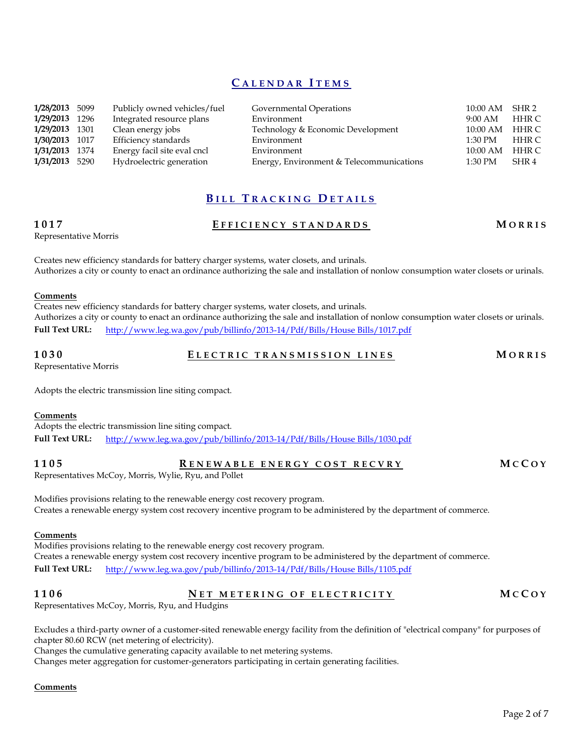## CALENDAR ITEMS

| Date | Bill | Title | Committee | Time | Room |
|---|---|---|---|---|---|
| **1/28/2013** | 5099 | Publicly owned vehicles/fuel | Governmental Operations | 10:00 AM | SHR 2 |
| **1/29/2013** | 1296 | Integrated resource plans | Environment | 9:00 AM | HHR C |
| **1/29/2013** | 1301 | Clean energy jobs | Technology & Economic Development | 10:00 AM | HHR C |
| **1/30/2013** | 1017 | Efficiency standards | Environment | 1:30 PM | HHR C |
| **1/31/2013** | 1374 | Energy facil site eval cncl | Environment | 10:00 AM | HHR C |
| **1/31/2013** | 5290 | Hydroelectric generation | Energy, Environment & Telecommunications | 1:30 PM | SHR 4 |

## BILL TRACKING DETAILS

### 1017 — EFFICIENCY STANDARDS — MORRIS

Representative Morris

Creates new efficiency standards for battery charger systems, water closets, and urinals.
Authorizes a city or county to enact an ordinance authorizing the sale and installation of nonlow consumption water closets or urinals.

**Comments**
Creates new efficiency standards for battery charger systems, water closets, and urinals.
Authorizes a city or county to enact an ordinance authorizing the sale and installation of nonlow consumption water closets or urinals.
**Full Text URL:** http://www.leg.wa.gov/pub/billinfo/2013-14/Pdf/Bills/House Bills/1017.pdf

### 1030 — ELECTRIC TRANSMISSION LINES — MORRIS

Representative Morris

Adopts the electric transmission line siting compact.

**Comments**
Adopts the electric transmission line siting compact.
**Full Text URL:** http://www.leg.wa.gov/pub/billinfo/2013-14/Pdf/Bills/House Bills/1030.pdf

### 1105 — RENEWABLE ENERGY COST RECVRY — MCCOY

Representatives McCoy, Morris, Wylie, Ryu, and Pollet

Modifies provisions relating to the renewable energy cost recovery program.
Creates a renewable energy system cost recovery incentive program to be administered by the department of commerce.

**Comments**
Modifies provisions relating to the renewable energy cost recovery program.
Creates a renewable energy system cost recovery incentive program to be administered by the department of commerce.
**Full Text URL:** http://www.leg.wa.gov/pub/billinfo/2013-14/Pdf/Bills/House Bills/1105.pdf

### 1106 — NET METERING OF ELECTRICITY — MCCOY

Representatives McCoy, Morris, Ryu, and Hudgins

Excludes a third-party owner of a customer-sited renewable energy facility from the definition of "electrical company" for purposes of chapter 80.60 RCW (net metering of electricity).
Changes the cumulative generating capacity available to net metering systems.
Changes meter aggregation for customer-generators participating in certain generating facilities.

**Comments**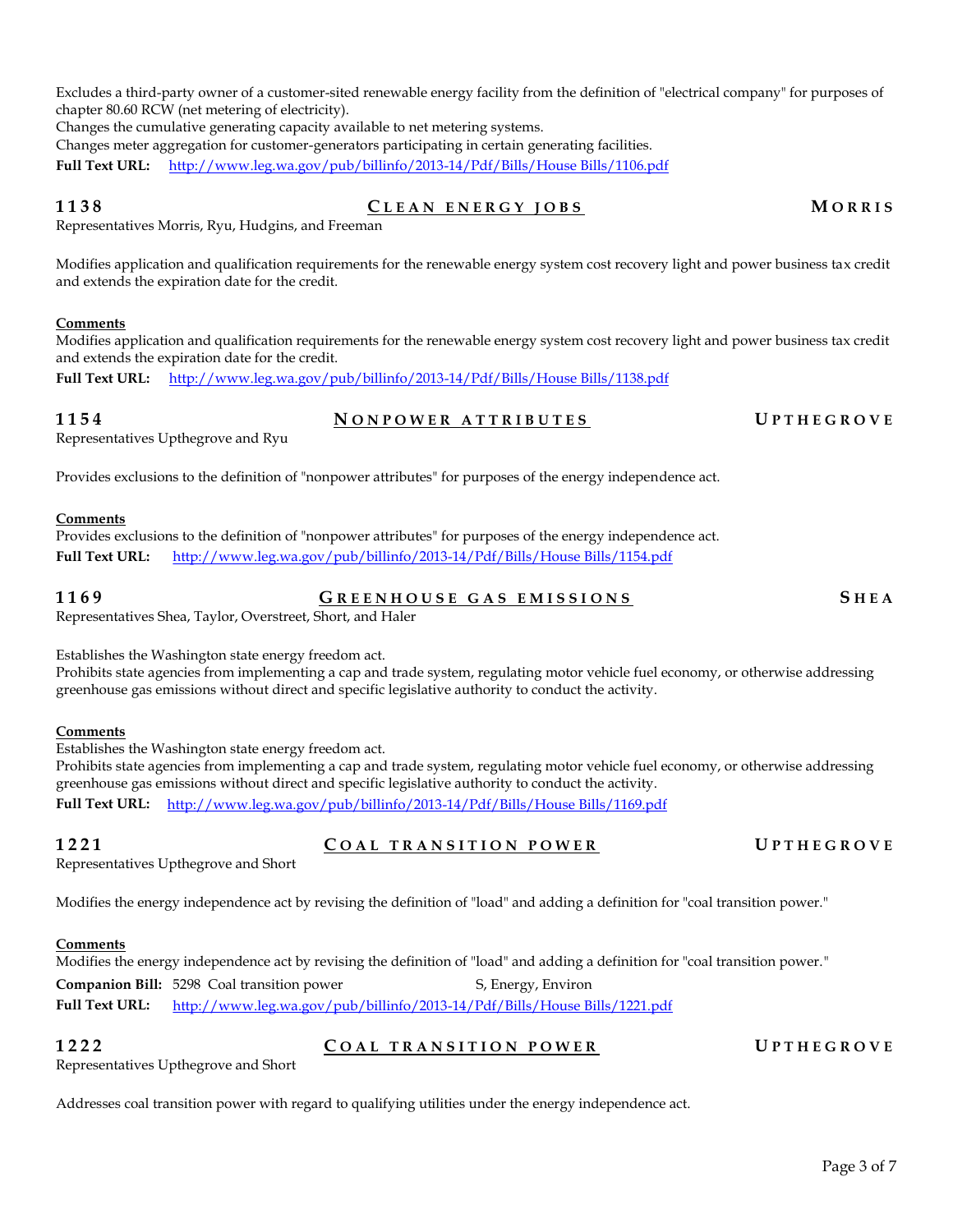Excludes a third-party owner of a customer-sited renewable energy facility from the definition of "electrical company" for purposes of chapter 80.60 RCW (net metering of electricity).
Changes the cumulative generating capacity available to net metering systems.
Changes meter aggregation for customer-generators participating in certain generating facilities.

**Full Text URL:** [http://www.leg.wa.gov/pub/billinfo/2013-14/Pdf/Bills/House Bills/1106.pdf](http://www.leg.wa.gov/pub/billinfo/2013-14/Pdf/Bills/House Bills/1106.pdf)

## 1138 — CLEAN ENERGY JOBS — MORRIS

Representatives Morris, Ryu, Hudgins, and Freeman

Modifies application and qualification requirements for the renewable energy system cost recovery light and power business tax credit and extends the expiration date for the credit.

**Comments**

Modifies application and qualification requirements for the renewable energy system cost recovery light and power business tax credit and extends the expiration date for the credit.

**Full Text URL:** [http://www.leg.wa.gov/pub/billinfo/2013-14/Pdf/Bills/House Bills/1138.pdf](http://www.leg.wa.gov/pub/billinfo/2013-14/Pdf/Bills/House Bills/1138.pdf)

## 1154 — NONPOWER ATTRIBUTES — UPTHEGROVE

Representatives Upthegrove and Ryu

Provides exclusions to the definition of "nonpower attributes" for purposes of the energy independence act.

**Comments**

Provides exclusions to the definition of "nonpower attributes" for purposes of the energy independence act.

**Full Text URL:** [http://www.leg.wa.gov/pub/billinfo/2013-14/Pdf/Bills/House Bills/1154.pdf](http://www.leg.wa.gov/pub/billinfo/2013-14/Pdf/Bills/House Bills/1154.pdf)

## 1169 — GREENHOUSE GAS EMISSIONS — SHEA

Representatives Shea, Taylor, Overstreet, Short, and Haler

Establishes the Washington state energy freedom act.
Prohibits state agencies from implementing a cap and trade system, regulating motor vehicle fuel economy, or otherwise addressing greenhouse gas emissions without direct and specific legislative authority to conduct the activity.

**Comments**

Establishes the Washington state energy freedom act.
Prohibits state agencies from implementing a cap and trade system, regulating motor vehicle fuel economy, or otherwise addressing greenhouse gas emissions without direct and specific legislative authority to conduct the activity.

**Full Text URL:** [http://www.leg.wa.gov/pub/billinfo/2013-14/Pdf/Bills/House Bills/1169.pdf](http://www.leg.wa.gov/pub/billinfo/2013-14/Pdf/Bills/House Bills/1169.pdf)

## 1221 — COAL TRANSITION POWER — UPTHEGROVE

Representatives Upthegrove and Short

Modifies the energy independence act by revising the definition of "load" and adding a definition for "coal transition power."

**Comments**

Modifies the energy independence act by revising the definition of "load" and adding a definition for "coal transition power."

**Companion Bill:** 5298 Coal transition power — S, Energy, Environ

**Full Text URL:** [http://www.leg.wa.gov/pub/billinfo/2013-14/Pdf/Bills/House Bills/1221.pdf](http://www.leg.wa.gov/pub/billinfo/2013-14/Pdf/Bills/House Bills/1221.pdf)

## 1222 — COAL TRANSITION POWER — UPTHEGROVE

Representatives Upthegrove and Short

Addresses coal transition power with regard to qualifying utilities under the energy independence act.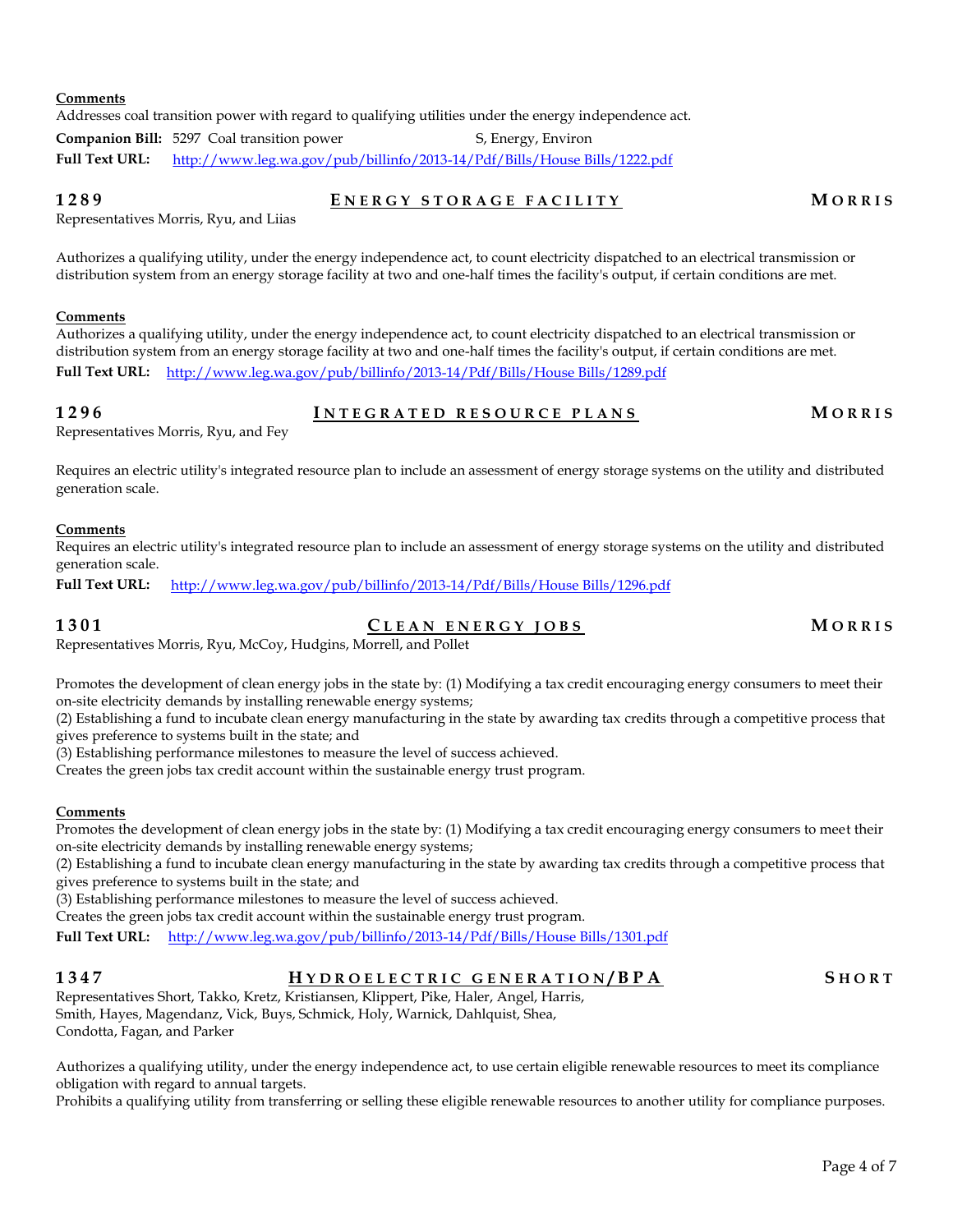**Comments**

Addresses coal transition power with regard to qualifying utilities under the energy independence act.

**Companion Bill:** 5297 Coal transition power S, Energy, Environ

**Full Text URL:** http://www.leg.wa.gov/pub/billinfo/2013-14/Pdf/Bills/House Bills/1222.pdf

### 1289 — ENERGY STORAGE FACILITY — MORRIS

Representatives Morris, Ryu, and Liias

Authorizes a qualifying utility, under the energy independence act, to count electricity dispatched to an electrical transmission or distribution system from an energy storage facility at two and one-half times the facility's output, if certain conditions are met.

**Comments**

Authorizes a qualifying utility, under the energy independence act, to count electricity dispatched to an electrical transmission or distribution system from an energy storage facility at two and one-half times the facility's output, if certain conditions are met.

**Full Text URL:** http://www.leg.wa.gov/pub/billinfo/2013-14/Pdf/Bills/House Bills/1289.pdf

### 1296 — INTEGRATED RESOURCE PLANS — MORRIS

Representatives Morris, Ryu, and Fey

Requires an electric utility's integrated resource plan to include an assessment of energy storage systems on the utility and distributed generation scale.

**Comments**

Requires an electric utility's integrated resource plan to include an assessment of energy storage systems on the utility and distributed generation scale.

**Full Text URL:** http://www.leg.wa.gov/pub/billinfo/2013-14/Pdf/Bills/House Bills/1296.pdf

### 1301 — CLEAN ENERGY JOBS — MORRIS

Representatives Morris, Ryu, McCoy, Hudgins, Morrell, and Pollet

Promotes the development of clean energy jobs in the state by: (1) Modifying a tax credit encouraging energy consumers to meet their on-site electricity demands by installing renewable energy systems;
(2) Establishing a fund to incubate clean energy manufacturing in the state by awarding tax credits through a competitive process that gives preference to systems built in the state; and
(3) Establishing performance milestones to measure the level of success achieved.
Creates the green jobs tax credit account within the sustainable energy trust program.

**Comments**

Promotes the development of clean energy jobs in the state by: (1) Modifying a tax credit encouraging energy consumers to meet their on-site electricity demands by installing renewable energy systems;
(2) Establishing a fund to incubate clean energy manufacturing in the state by awarding tax credits through a competitive process that gives preference to systems built in the state; and
(3) Establishing performance milestones to measure the level of success achieved.
Creates the green jobs tax credit account within the sustainable energy trust program.

**Full Text URL:** http://www.leg.wa.gov/pub/billinfo/2013-14/Pdf/Bills/House Bills/1301.pdf

### 1347 — HYDROELECTRIC GENERATION/BPA — SHORT

Representatives Short, Takko, Kretz, Kristiansen, Klippert, Pike, Haler, Angel, Harris, Smith, Hayes, Magendanz, Vick, Buys, Schmick, Holy, Warnick, Dahlquist, Shea, Condotta, Fagan, and Parker

Authorizes a qualifying utility, under the energy independence act, to use certain eligible renewable resources to meet its compliance obligation with regard to annual targets.
Prohibits a qualifying utility from transferring or selling these eligible renewable resources to another utility for compliance purposes.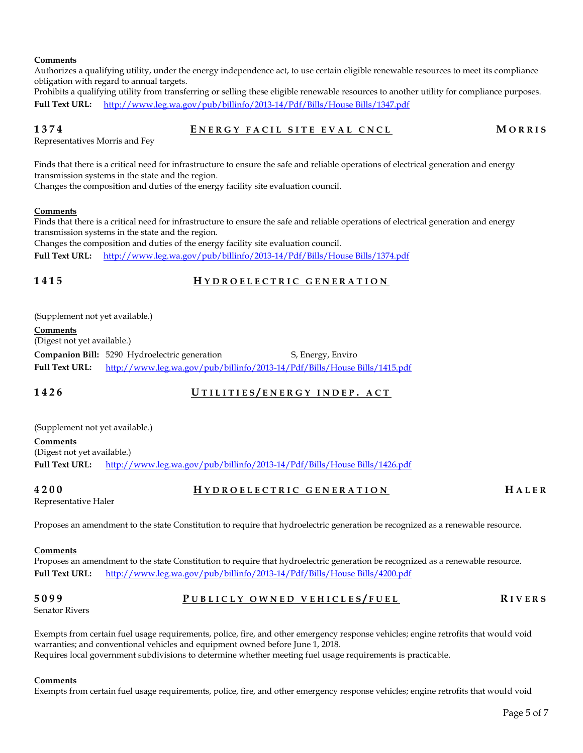**Comments**

Authorizes a qualifying utility, under the energy independence act, to use certain eligible renewable resources to meet its compliance obligation with regard to annual targets.

Prohibits a qualifying utility from transferring or selling these eligible renewable resources to another utility for compliance purposes.

**Full Text URL:** http://www.leg.wa.gov/pub/billinfo/2013-14/Pdf/Bills/House Bills/1347.pdf

## 1374 — ENERGY FACIL SITE EVAL CNCL — MORRIS

Representatives Morris and Fey

Finds that there is a critical need for infrastructure to ensure the safe and reliable operations of electrical generation and energy transmission systems in the state and the region.

Changes the composition and duties of the energy facility site evaluation council.

**Comments**

Finds that there is a critical need for infrastructure to ensure the safe and reliable operations of electrical generation and energy transmission systems in the state and the region.

Changes the composition and duties of the energy facility site evaluation council.

**Full Text URL:** http://www.leg.wa.gov/pub/billinfo/2013-14/Pdf/Bills/House Bills/1374.pdf

## 1415 — HYDROELECTRIC GENERATION

(Supplement not yet available.)

**Comments**

(Digest not yet available.)

**Companion Bill:** 5290 Hydroelectric generation — S, Energy, Enviro

**Full Text URL:** http://www.leg.wa.gov/pub/billinfo/2013-14/Pdf/Bills/House Bills/1415.pdf

## 1426 — UTILITIES/ENERGY INDEP. ACT

(Supplement not yet available.)

**Comments**

(Digest not yet available.)

**Full Text URL:** http://www.leg.wa.gov/pub/billinfo/2013-14/Pdf/Bills/House Bills/1426.pdf

## 4200 — HYDROELECTRIC GENERATION — HALER

Representative Haler

Proposes an amendment to the state Constitution to require that hydroelectric generation be recognized as a renewable resource.

**Comments**

Proposes an amendment to the state Constitution to require that hydroelectric generation be recognized as a renewable resource.

**Full Text URL:** http://www.leg.wa.gov/pub/billinfo/2013-14/Pdf/Bills/House Bills/4200.pdf

## 5099 — PUBLICLY OWNED VEHICLES/FUEL — RIVERS

Senator Rivers

Exempts from certain fuel usage requirements, police, fire, and other emergency response vehicles; engine retrofits that would void warranties; and conventional vehicles and equipment owned before June 1, 2018.

Requires local government subdivisions to determine whether meeting fuel usage requirements is practicable.

**Comments**

Exempts from certain fuel usage requirements, police, fire, and other emergency response vehicles; engine retrofits that would void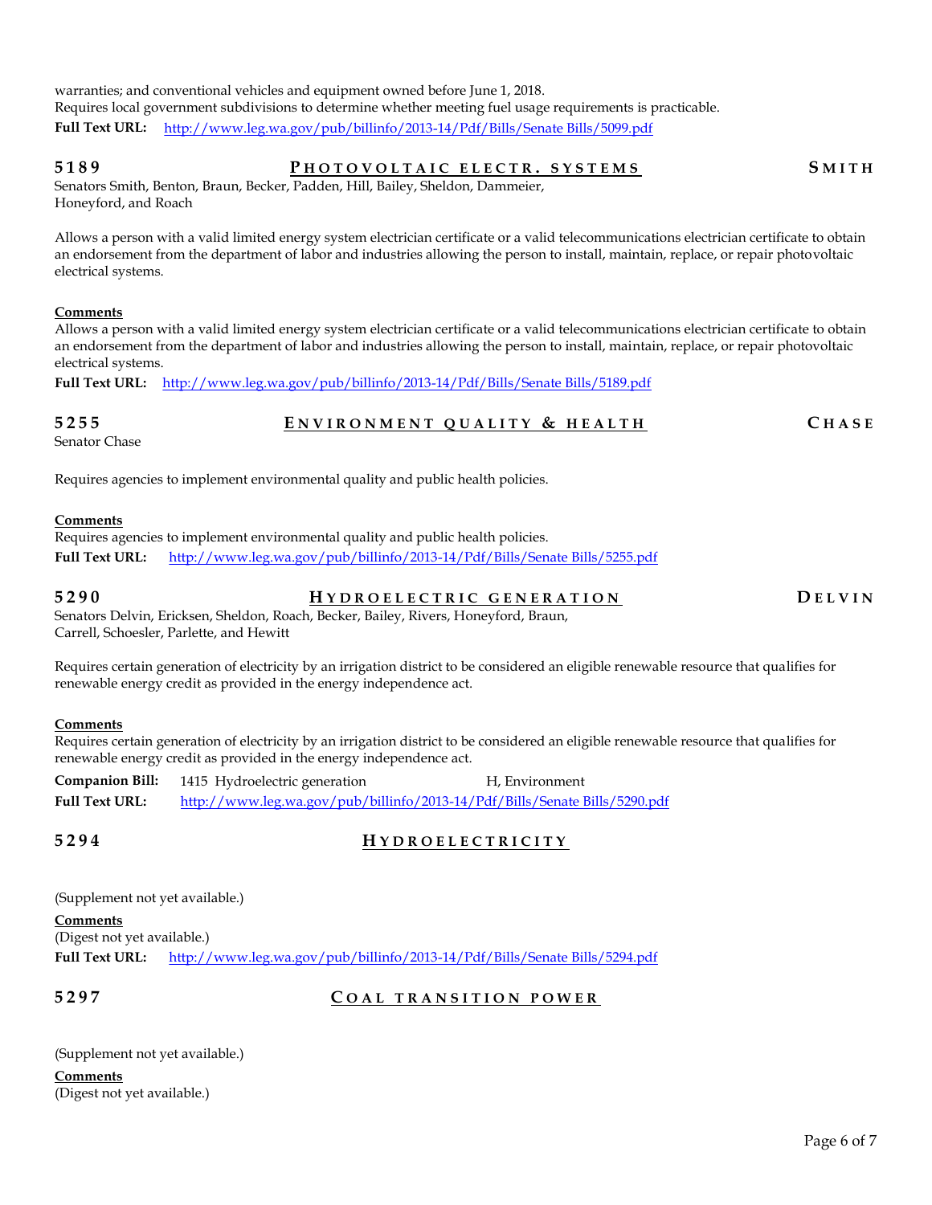warranties; and conventional vehicles and equipment owned before June 1, 2018.
Requires local government subdivisions to determine whether meeting fuel usage requirements is practicable.

**Full Text URL:** http://www.leg.wa.gov/pub/billinfo/2013-14/Pdf/Bills/Senate Bills/5099.pdf

## 5189 — PHOTOVOLTAIC ELECTR. SYSTEMS — SMITH

Senators Smith, Benton, Braun, Becker, Padden, Hill, Bailey, Sheldon, Dammeier, Honeyford, and Roach

Allows a person with a valid limited energy system electrician certificate or a valid telecommunications electrician certificate to obtain an endorsement from the department of labor and industries allowing the person to install, maintain, replace, or repair photovoltaic electrical systems.

**Comments**

Allows a person with a valid limited energy system electrician certificate or a valid telecommunications electrician certificate to obtain an endorsement from the department of labor and industries allowing the person to install, maintain, replace, or repair photovoltaic electrical systems.

**Full Text URL:** http://www.leg.wa.gov/pub/billinfo/2013-14/Pdf/Bills/Senate Bills/5189.pdf

## 5255 — ENVIRONMENT QUALITY & HEALTH — CHASE

Senator Chase

Requires agencies to implement environmental quality and public health policies.

**Comments**

Requires agencies to implement environmental quality and public health policies.

**Full Text URL:** http://www.leg.wa.gov/pub/billinfo/2013-14/Pdf/Bills/Senate Bills/5255.pdf

## 5290 — HYDROELECTRIC GENERATION — DELVIN

Senators Delvin, Ericksen, Sheldon, Roach, Becker, Bailey, Rivers, Honeyford, Braun, Carrell, Schoesler, Parlette, and Hewitt

Requires certain generation of electricity by an irrigation district to be considered an eligible renewable resource that qualifies for renewable energy credit as provided in the energy independence act.

**Comments**

Requires certain generation of electricity by an irrigation district to be considered an eligible renewable resource that qualifies for renewable energy credit as provided in the energy independence act.

**Companion Bill:** 1415 Hydroelectric generation — H, Environment

**Full Text URL:** http://www.leg.wa.gov/pub/billinfo/2013-14/Pdf/Bills/Senate Bills/5290.pdf

## 5294 — HYDROELECTRICITY

(Supplement not yet available.)

**Comments**

(Digest not yet available.)

**Full Text URL:** http://www.leg.wa.gov/pub/billinfo/2013-14/Pdf/Bills/Senate Bills/5294.pdf

## 5297 — COAL TRANSITION POWER

(Supplement not yet available.)

**Comments**

(Digest not yet available.)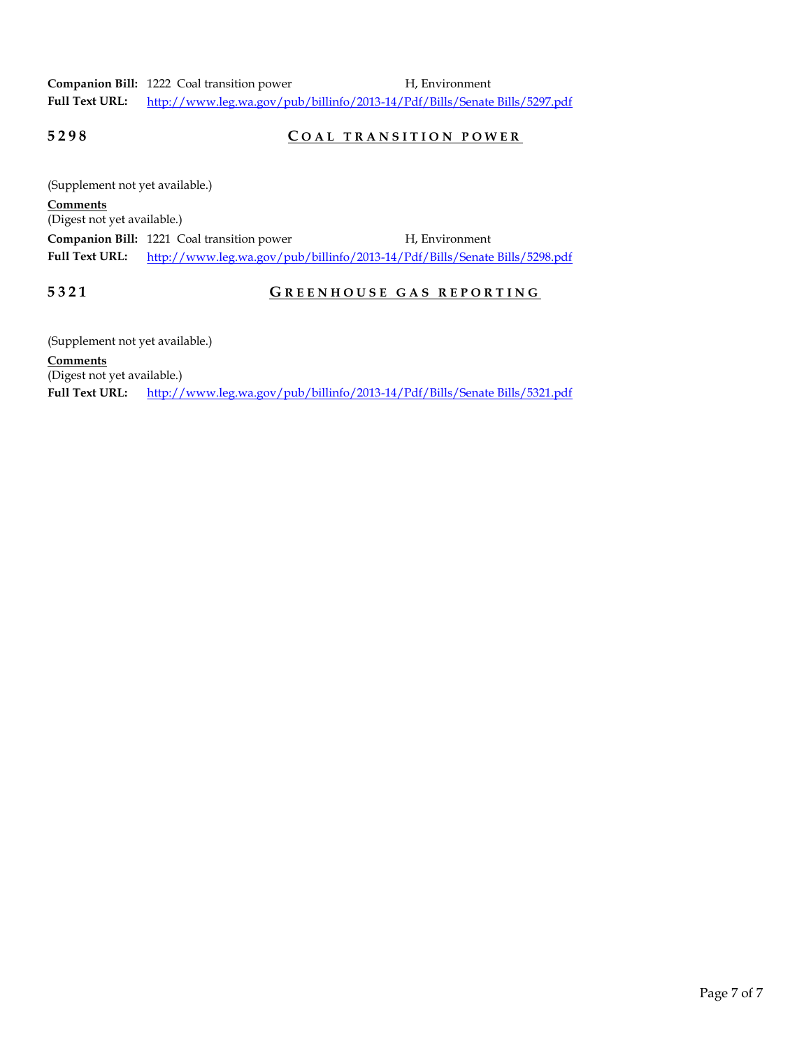**Companion Bill:** 1222 Coal transition power H, Environment

**Full Text URL:** http://www.leg.wa.gov/pub/billinfo/2013-14/Pdf/Bills/Senate Bills/5297.pdf

## 5298 COAL TRANSITION POWER

(Supplement not yet available.)

**Comments**

(Digest not yet available.)

**Companion Bill:** 1221 Coal transition power H, Environment

**Full Text URL:** http://www.leg.wa.gov/pub/billinfo/2013-14/Pdf/Bills/Senate Bills/5298.pdf

## 5321 GREENHOUSE GAS REPORTING

(Supplement not yet available.)

**Comments**

(Digest not yet available.)

**Full Text URL:** http://www.leg.wa.gov/pub/billinfo/2013-14/Pdf/Bills/Senate Bills/5321.pdf